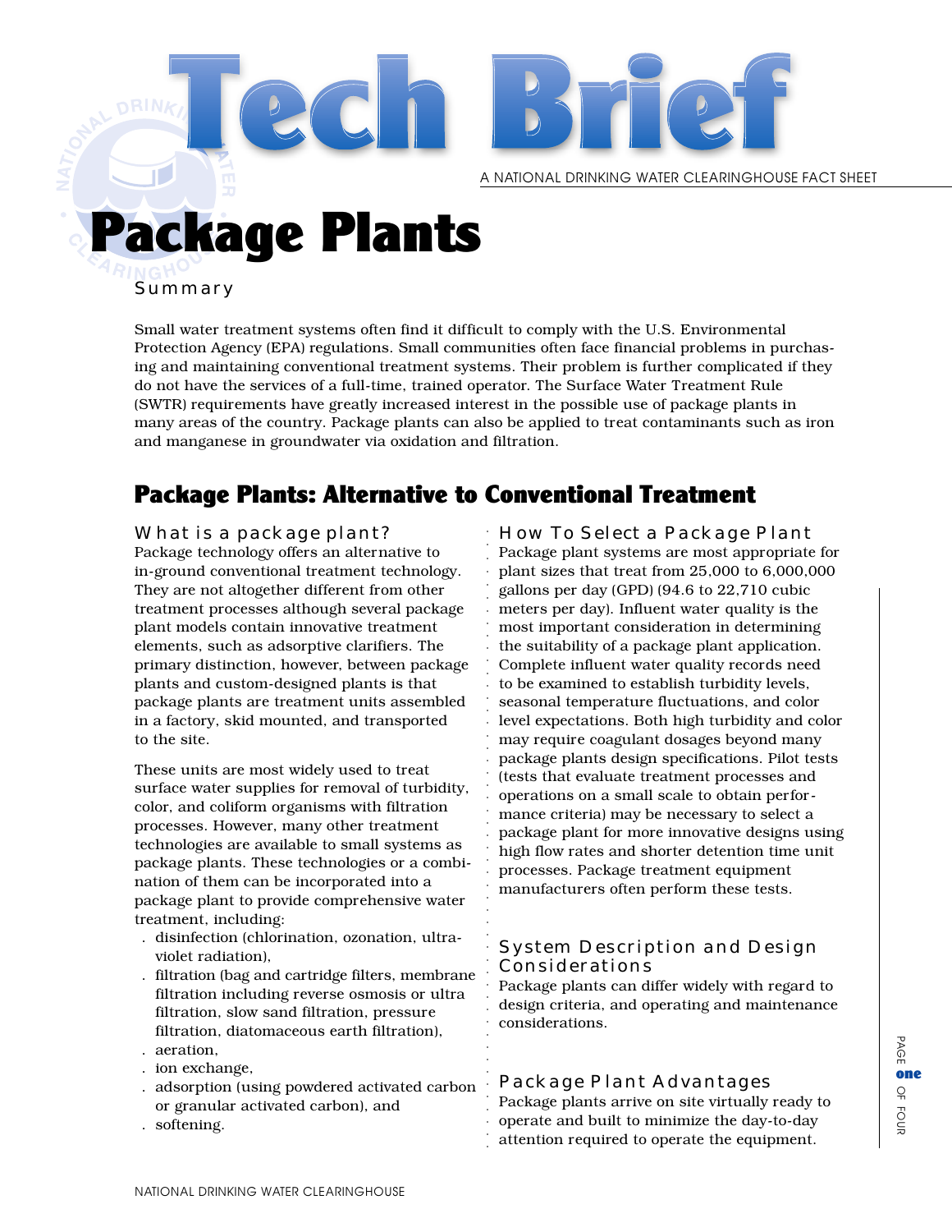# Tech Brief

A NATIONAL DRINKING WATER CLEARINGHOUSE FACT SHEET

# Package Plants

## Summary

Small water treatment systems often find it difficult to comply with the U.S. Environmental Protection Agency (EPA) regulations. Small communities often face financial problems in purchasing and maintaining conventional treatment systems. Their problem is further complicated if they do not have the services of a full-time, trained operator. The Surface Water Treatment Rule (SWTR) requirements have greatly increased interest in the possible use of package plants in many areas of the country. Package plants can also be applied to treat contaminants such as iron and manganese in groundwater via oxidation and filtration.

## Package Plants: Alternative to Conventional Treatment

### What is a package plant?

Package technology offers an alternative to in-ground conventional treatment technology. They are not altogether different from other treatment processes although several package plant models contain innovative treatment elements, such as adsorptive clarifiers. The primary distinction, however, between package plants and custom-designed plants is that package plants are treatment units assembled in a factory, skid mounted, and transported to the site.

These units are most widely used to treat surface water supplies for removal of turbidity, color, and coliform organisms with filtration processes. However, many other treatment technologies are available to small systems as package plants. These technologies or a combination of them can be incorporated into a package plant to provide comprehensive water treatment, including:

- disinfection (chlorination, ozonation, ultraviolet radiation),
- filtration (bag and cartridge filters, membrane filtration including reverse osmosis or ultra filtration, slow sand filtration, pressure filtration, diatomaceous earth filtration),
- aeration,
- ion exchange,
- adsorption (using powdered activated carbon or granular activated carbon), and
- softening.

### How To Select a Package Plant

Package plant systems are most appropriate for plant sizes that treat from 25,000 to 6,000,000 gallons per day (GPD) (94.6 to 22,710 cubic meters per day). Influent water quality is the most important consideration in determining the suitability of a package plant application. Complete influent water quality records need to be examined to establish turbidity levels, seasonal temperature fluctuations, and color level expectations. Both high turbidity and color may require coagulant dosages beyond many package plants design specifications. Pilot tests (tests that evaluate treatment processes and operations on a small scale to obtain performance criteria) may be necessary to select a package plant for more innovative designs using high flow rates and shorter detention time unit processes. Package treatment equipment manufacturers often perform these tests.

### System Description and Design Considerations

Package plants can differ widely with regard to design criteria, and operating and maintenance considerations.

### Package Plant Advantages

Package plants arrive on site virtually ready to operate and built to minimize the day-to-day attention required to operate the equipment.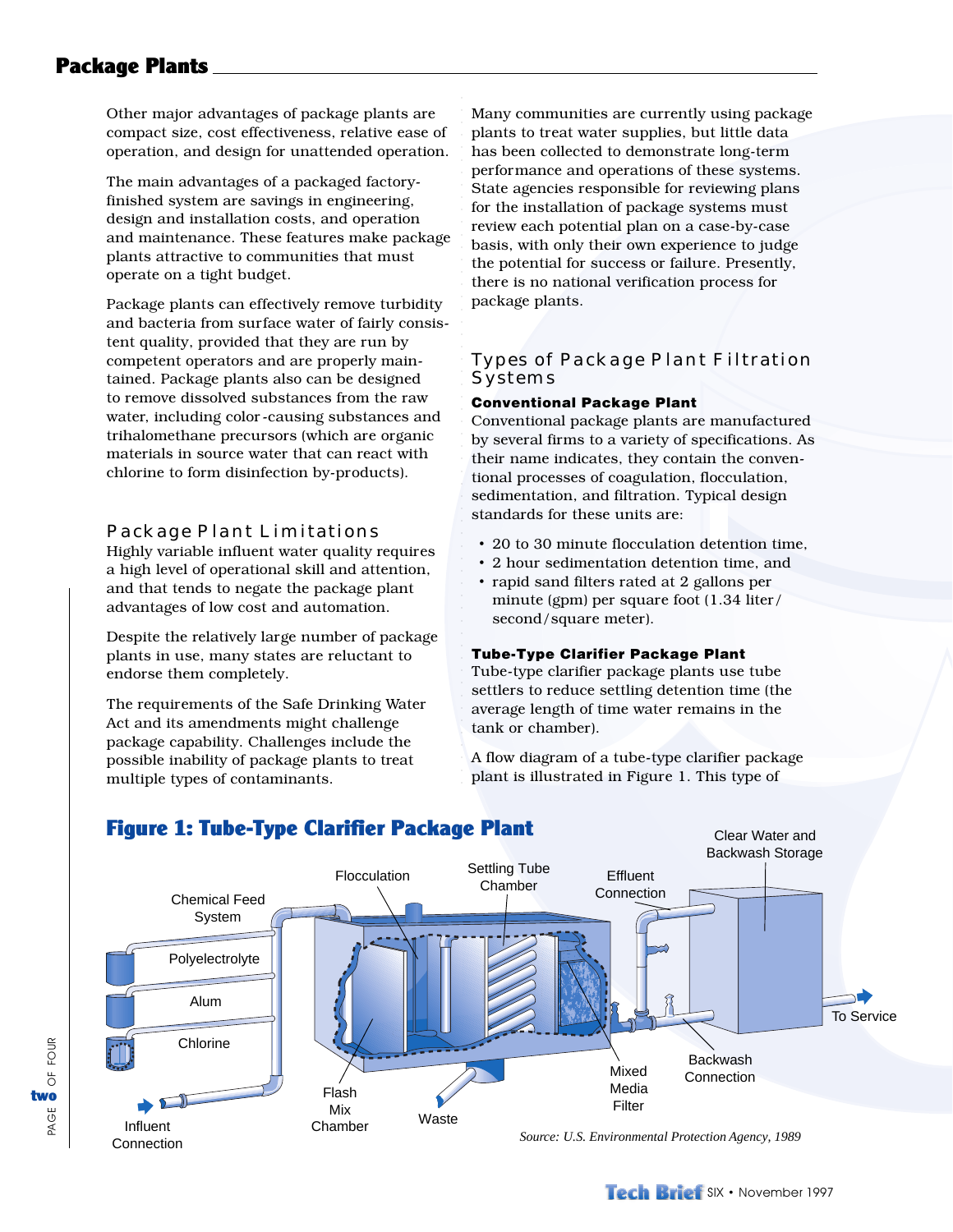Other major advantages of package plants are compact size, cost effectiveness, relative ease of operation, and design for unattended operation.

The main advantages of a packaged factory-finished system are savings in engineering, design and installation costs, and operation and maintenance. These features make package plants attractive to communities that must operate on a tight budget.

Package plants can effectively remove turbidity and bacteria from surface water of fairly consistent quality, provided that they are run by competent operators and are properly maintained. Package plants also can be designed to remove dissolved substances from the raw water, including color-causing substances and trihalomethane precursors (which are organic materials in source water that can react with chlorine to form disinfection by-products).

## Package Plant Limitations

Highly variable influent water quality requires a high level of operational skill and attention, and that tends to negate the package plant advantages of low cost and automation.

Despite the relatively large number of package plants in use, many states are reluctant to endorse them completely.

The requirements of the Safe Drinking Water Act and its amendments might challenge package capability. Challenges include the possible inability of package plants to treat multiple types of contaminants.

Many communities are currently using package plants to treat water supplies, but little data has been collected to demonstrate long-term performance and operations of these systems. State agencies responsible for reviewing plans for the installation of package systems must review each potential plan on a case-by-case basis, with only their own experience to judge the potential for success or failure. Presently, there is no national verification process for package plants.

## Types of Package Plant Filtration Systems

### Conventional Package Plant

Conventional package plants are manufactured by several firms to a variety of specifications. As their name indicates, they contain the conventional processes of coagulation, flocculation, sedimentation, and filtration. Typical design standards for these units are:

- 20 to 30 minute flocculation detention time,
- 2 hour sedimentation detention time, and
- rapid sand filters rated at 2 gallons per minute (gpm) per square foot (1.34 liter/second/square meter).

### Tube-Type Clarifier Package Plant

Tube-type clarifier package plants use tube settlers to reduce settling detention time (the average length of time water remains in the tank or chamber).

A flow diagram of a tube-type clarifier package plant is illustrated in Figure 1. This type of

## Figure 1: Tube-Type Clarifier Package Plant

Chemical Feed System
Polyelectrolyte
Alum
Chlorine
Influent Connection
Flash Mix Chamber
Flocculation
Settling Tube Chamber
Waste
Mixed Media Filter
Effluent Connection
Backwash Connection
Clear Water and Backwash Storage
To Service

*Source: U.S. Environmental Protection Agency, 1989*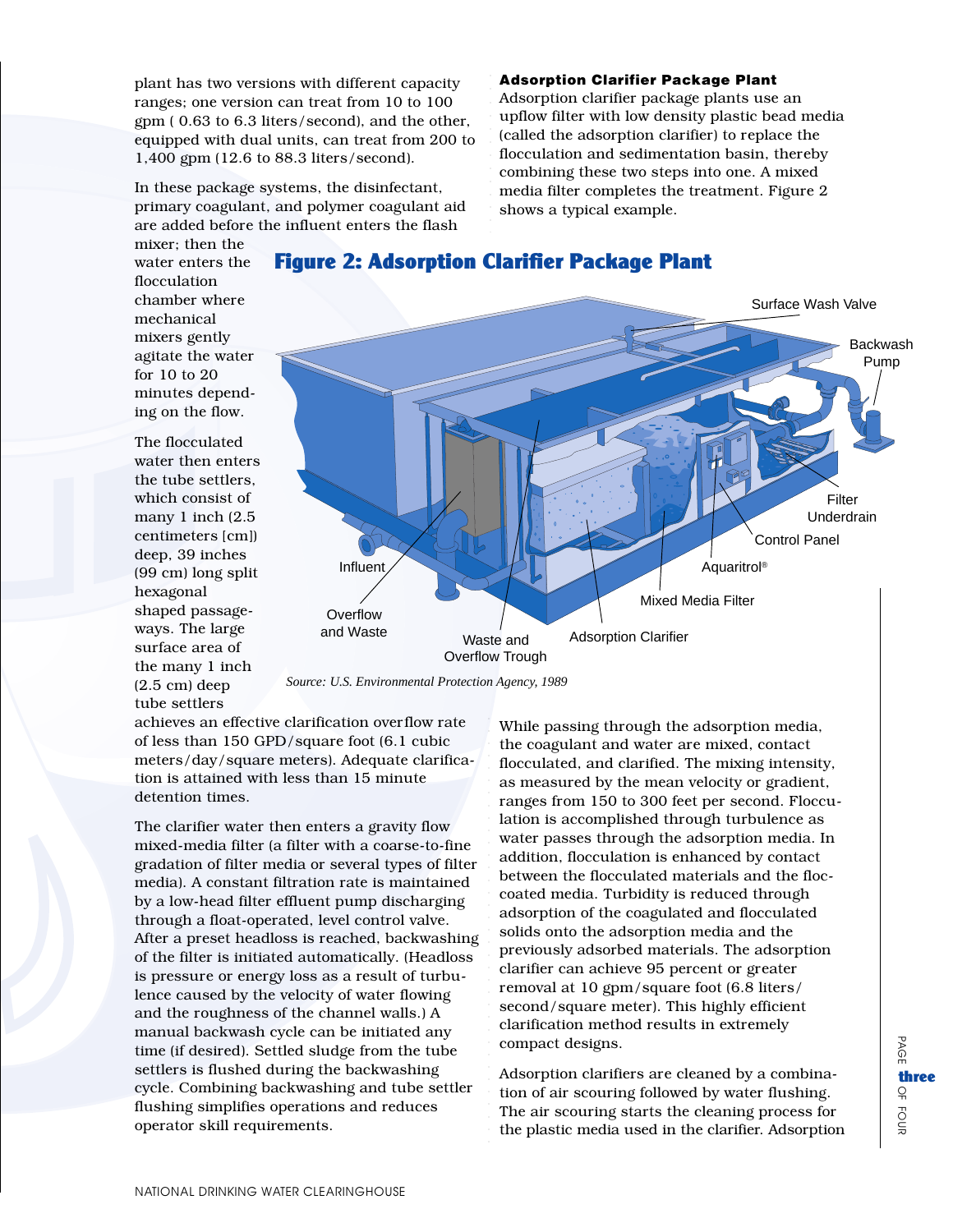plant has two versions with different capacity ranges; one version can treat from 10 to 100 gpm ( 0.63 to 6.3 liters/second), and the other, equipped with dual units, can treat from 200 to 1,400 gpm (12.6 to 88.3 liters/second).

In these package systems, the disinfectant, primary coagulant, and polymer coagulant aid are added before the influent enters the flash mixer; then the water enters the flocculation chamber where mechanical mixers gently agitate the water for 10 to 20 minutes depending on the flow.

The flocculated water then enters the tube settlers, which consist of many 1 inch (2.5 centimeters [cm]) deep, 39 inches (99 cm) long split hexagonal shaped passageways. The large surface area of the many 1 inch (2.5 cm) deep tube settlers achieves an effective clarification overflow rate of less than 150 GPD/square foot (6.1 cubic meters/day/square meters). Adequate clarification is attained with less than 15 minute detention times.

The clarifier water then enters a gravity flow mixed-media filter (a filter with a coarse-to-fine gradation of filter media or several types of filter media). A constant filtration rate is maintained by a low-head filter effluent pump discharging through a float-operated, level control valve. After a preset headloss is reached, backwashing of the filter is initiated automatically. (Headloss is pressure or energy loss as a result of turbulence caused by the velocity of water flowing and the roughness of the channel walls.) A manual backwash cycle can be initiated any time (if desired). Settled sludge from the tube settlers is flushed during the backwashing cycle. Combining backwashing and tube settler flushing simplifies operations and reduces operator skill requirements.

### Adsorption Clarifier Package Plant

Adsorption clarifier package plants use an upflow filter with low density plastic bead media (called the adsorption clarifier) to replace the flocculation and sedimentation basin, thereby combining these two steps into one. A mixed media filter completes the treatment. Figure 2 shows a typical example.

## Figure 2: Adsorption Clarifier Package Plant

Surface Wash Valve, Backwash Pump, Filter Underdrain, Control Panel, Aquaritrol®, Mixed Media Filter, Adsorption Clarifier, Waste and Overflow Trough, Overflow and Waste, Influent

*Source: U.S. Environmental Protection Agency, 1989*

While passing through the adsorption media, the coagulant and water are mixed, contact flocculated, and clarified. The mixing intensity, as measured by the mean velocity or gradient, ranges from 150 to 300 feet per second. Flocculation is accomplished through turbulence as water passes through the adsorption media. In addition, flocculation is enhanced by contact between the flocculated materials and the floc-coated media. Turbidity is reduced through adsorption of the coagulated and flocculated solids onto the adsorption media and the previously adsorbed materials. The adsorption clarifier can achieve 95 percent or greater removal at 10 gpm/square foot (6.8 liters/second/square meter). This highly efficient clarification method results in extremely compact designs.

Adsorption clarifiers are cleaned by a combination of air scouring followed by water flushing. The air scouring starts the cleaning process for the plastic media used in the clarifier. Adsorption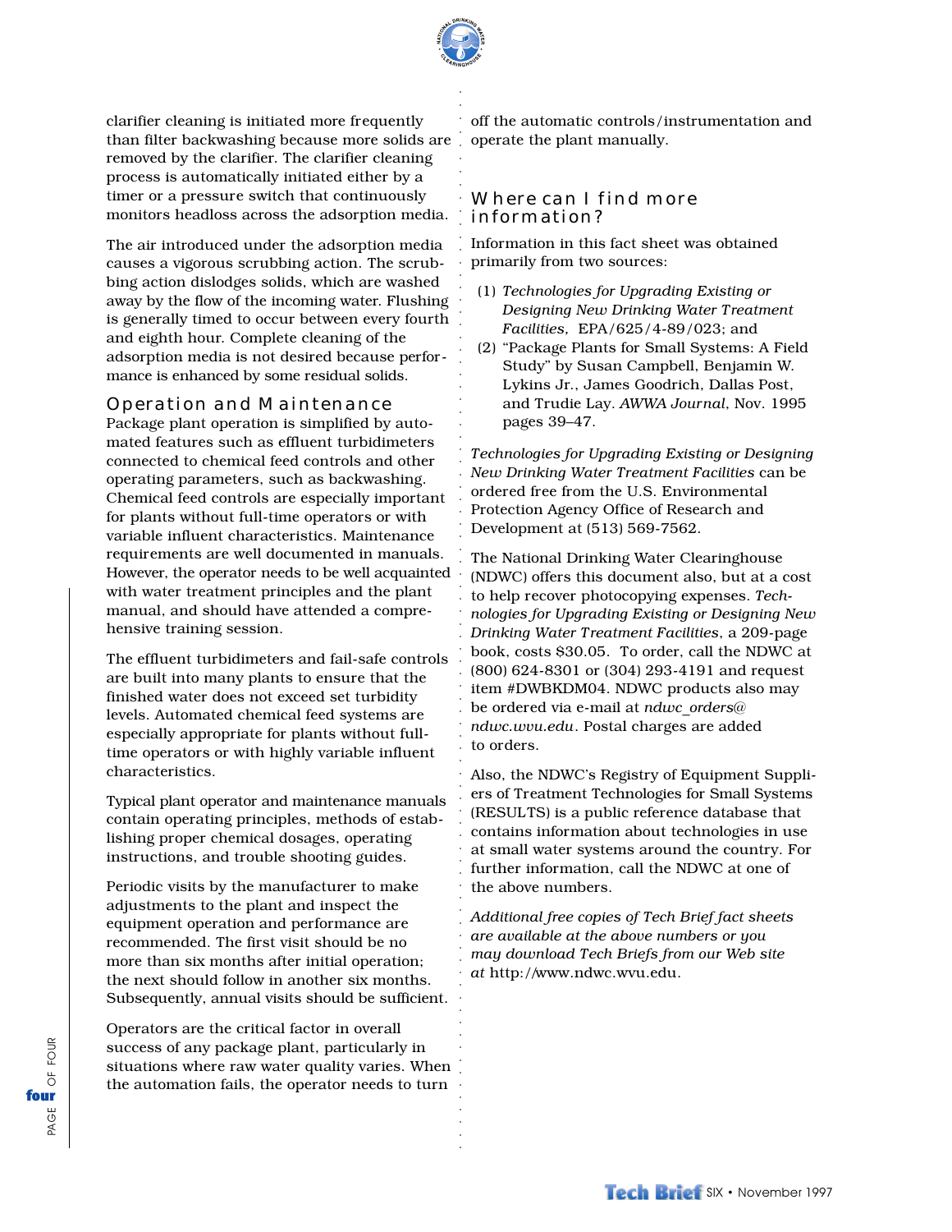clarifier cleaning is initiated more frequently than filter backwashing because more solids are removed by the clarifier. The clarifier cleaning process is automatically initiated either by a timer or a pressure switch that continuously monitors headloss across the adsorption media.

The air introduced under the adsorption media causes a vigorous scrubbing action. The scrubbing action dislodges solids, which are washed away by the flow of the incoming water. Flushing is generally timed to occur between every fourth and eighth hour. Complete cleaning of the adsorption media is not desired because performance is enhanced by some residual solids.

### Operation and Maintenance

Package plant operation is simplified by automated features such as effluent turbidimeters connected to chemical feed controls and other operating parameters, such as backwashing. Chemical feed controls are especially important for plants without full-time operators or with variable influent characteristics. Maintenance requirements are well documented in manuals. However, the operator needs to be well acquainted with water treatment principles and the plant manual, and should have attended a comprehensive training session.

The effluent turbidimeters and fail-safe controls are built into many plants to ensure that the finished water does not exceed set turbidity levels. Automated chemical feed systems are especially appropriate for plants without full-time operators or with highly variable influent characteristics.

Typical plant operator and maintenance manuals contain operating principles, methods of establishing proper chemical dosages, operating instructions, and trouble shooting guides.

Periodic visits by the manufacturer to make adjustments to the plant and inspect the equipment operation and performance are recommended. The first visit should be no more than six months after initial operation; the next should follow in another six months. Subsequently, annual visits should be sufficient.

Operators are the critical factor in overall success of any package plant, particularly in situations where raw water quality varies. When the automation fails, the operator needs to turn off the automatic controls/instrumentation and operate the plant manually.

## Where can I find more information?

Information in this fact sheet was obtained primarily from two sources:

(1) *Technologies for Upgrading Existing or Designing New Drinking Water Treatment Facilities*, EPA/625/4-89/023; and

(2) "Package Plants for Small Systems: A Field Study" by Susan Campbell, Benjamin W. Lykins Jr., James Goodrich, Dallas Post, and Trudie Lay. *AWWA Journal*, Nov. 1995 pages 39–47.

*Technologies for Upgrading Existing or Designing New Drinking Water Treatment Facilities* can be ordered free from the U.S. Environmental Protection Agency Office of Research and Development at (513) 569-7562.

The National Drinking Water Clearinghouse (NDWC) offers this document also, but at a cost to help recover photocopying expenses. *Technologies for Upgrading Existing or Designing New Drinking Water Treatment Facilities*, a 209-page book, costs $30.05. To order, call the NDWC at (800) 624-8301 or (304) 293-4191 and request item #DWBKDM04. NDWC products also may be ordered via e-mail at *ndwc_orders@ndwc.wvu.edu*. Postal charges are added to orders.

Also, the NDWC's Registry of Equipment Suppliers of Treatment Technologies for Small Systems (RESULTS) is a public reference database that contains information about technologies in use at small water systems around the country. For further information, call the NDWC at one of the above numbers.

*Additional free copies of Tech Brief fact sheets are available at the above numbers or you may download Tech Briefs from our Web site at* http://www.ndwc.wvu.edu.